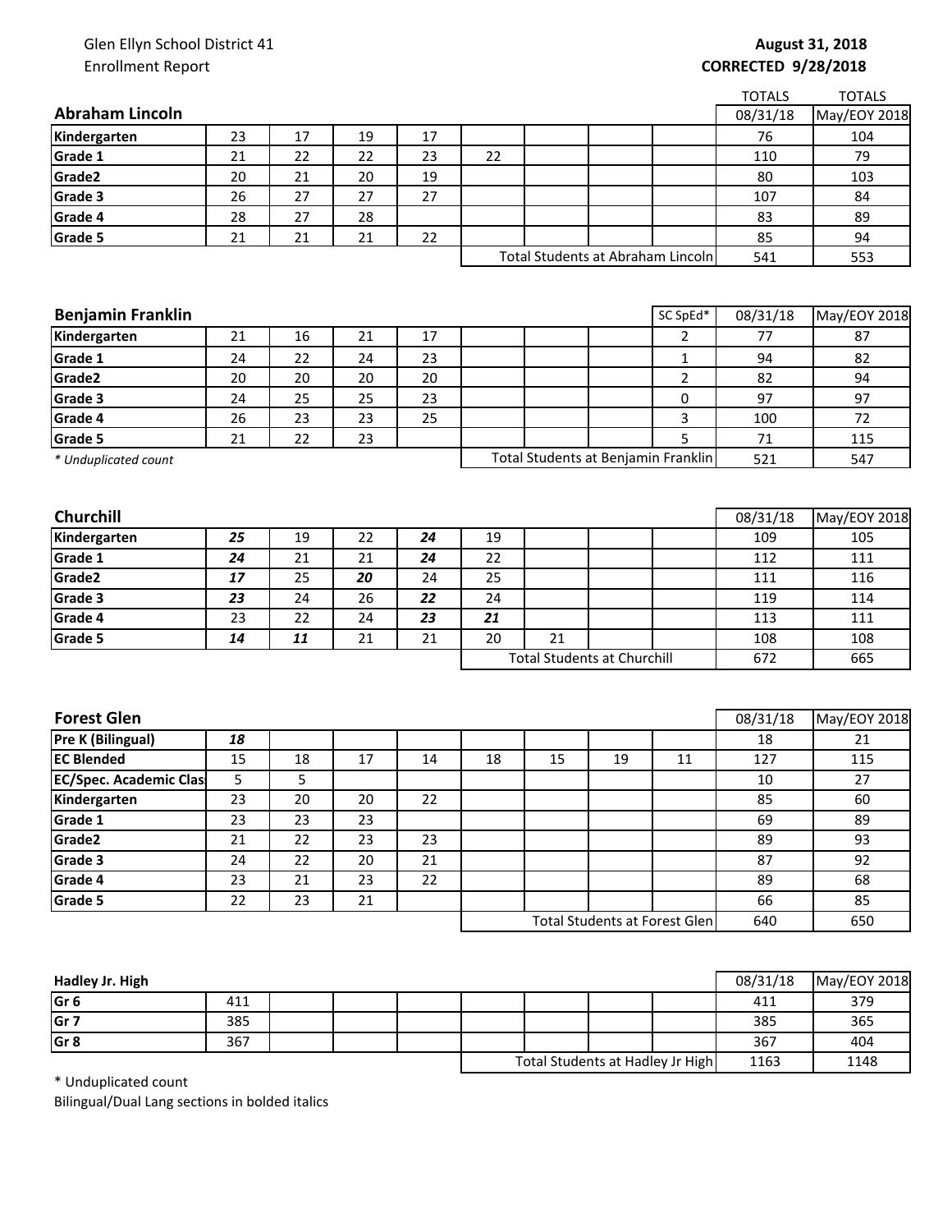Glen Ellyn School District 41
Enrollment Report

**August 31, 2018**
**CORRECTED 9/28/2018**

| **Abraham Lincoln** | | | | | | | | | TOTALS 08/31/18 | TOTALS May/EOY 2018 |
|---|---|---|---|---|---|---|---|---|---|---|
| **Kindergarten** | 23 | 17 | 19 | 17 | | | | | 76 | 104 |
| **Grade 1** | 21 | 22 | 22 | 23 | 22 | | | | 110 | 79 |
| **Grade2** | 20 | 21 | 20 | 19 | | | | | 80 | 103 |
| **Grade 3** | 26 | 27 | 27 | 27 | | | | | 107 | 84 |
| **Grade 4** | 28 | 27 | 28 | | | | | | 83 | 89 |
| **Grade 5** | 21 | 21 | 21 | 22 | | | | | 85 | 94 |
| | | | | | Total Students at Abraham Lincoln | | | | 541 | 553 |

| **Benjamin Franklin** | | | | | | | | SC SpEd* | 08/31/18 | May/EOY 2018 |
|---|---|---|---|---|---|---|---|---|---|---|
| **Kindergarten** | 21 | 16 | 21 | 17 | | | | 2 | 77 | 87 |
| **Grade 1** | 24 | 22 | 24 | 23 | | | | 1 | 94 | 82 |
| **Grade2** | 20 | 20 | 20 | 20 | | | | 2 | 82 | 94 |
| **Grade 3** | 24 | 25 | 25 | 23 | | | | 0 | 97 | 97 |
| **Grade 4** | 26 | 23 | 23 | 25 | | | | 3 | 100 | 72 |
| **Grade 5** | 21 | 22 | 23 | | | | | 5 | 71 | 115 |
| *\* Unduplicated count* | | | | | Total Students at Benjamin Franklin | | | | 521 | 547 |

| **Churchill** | | | | | | | | | 08/31/18 | May/EOY 2018 |
|---|---|---|---|---|---|---|---|---|---|---|
| **Kindergarten** | ***25*** | 19 | 22 | ***24*** | 19 | | | | 109 | 105 |
| **Grade 1** | ***24*** | 21 | 21 | ***24*** | 22 | | | | 112 | 111 |
| **Grade2** | ***17*** | 25 | ***20*** | 24 | 25 | | | | 111 | 116 |
| **Grade 3** | ***23*** | 24 | 26 | ***22*** | 24 | | | | 119 | 114 |
| **Grade 4** | 23 | 22 | 24 | ***23*** | ***21*** | | | | 113 | 111 |
| **Grade 5** | ***14*** | ***11*** | 21 | 21 | 20 | 21 | | | 108 | 108 |
| | | | | | Total Students at Churchill | | | | 672 | 665 |

| **Forest Glen** | | | | | | | | | 08/31/18 | May/EOY 2018 |
|---|---|---|---|---|---|---|---|---|---|---|
| **Pre K (Bilingual)** | ***18*** | | | | | | | | 18 | 21 |
| **EC Blended** | 15 | 18 | 17 | 14 | 18 | 15 | 19 | 11 | 127 | 115 |
| **EC/Spec. Academic Clas** | 5 | 5 | | | | | | | 10 | 27 |
| **Kindergarten** | 23 | 20 | 20 | 22 | | | | | 85 | 60 |
| **Grade 1** | 23 | 23 | 23 | | | | | | 69 | 89 |
| **Grade2** | 21 | 22 | 23 | 23 | | | | | 89 | 93 |
| **Grade 3** | 24 | 22 | 20 | 21 | | | | | 87 | 92 |
| **Grade 4** | 23 | 21 | 23 | 22 | | | | | 89 | 68 |
| **Grade 5** | 22 | 23 | 21 | | | | | | 66 | 85 |
| | | | | | Total Students at Forest Glen | | | | 640 | 650 |

| **Hadley Jr. High** | | | | | | | | | 08/31/18 | May/EOY 2018 |
|---|---|---|---|---|---|---|---|---|---|---|
| **Gr 6** | 411 | | | | | | | | 411 | 379 |
| **Gr 7** | 385 | | | | | | | | 385 | 365 |
| **Gr 8** | 367 | | | | | | | | 367 | 404 |
| | | | | | Total Students at Hadley Jr High | | | | 1163 | 1148 |

\* Unduplicated count
Bilingual/Dual Lang sections in bolded italics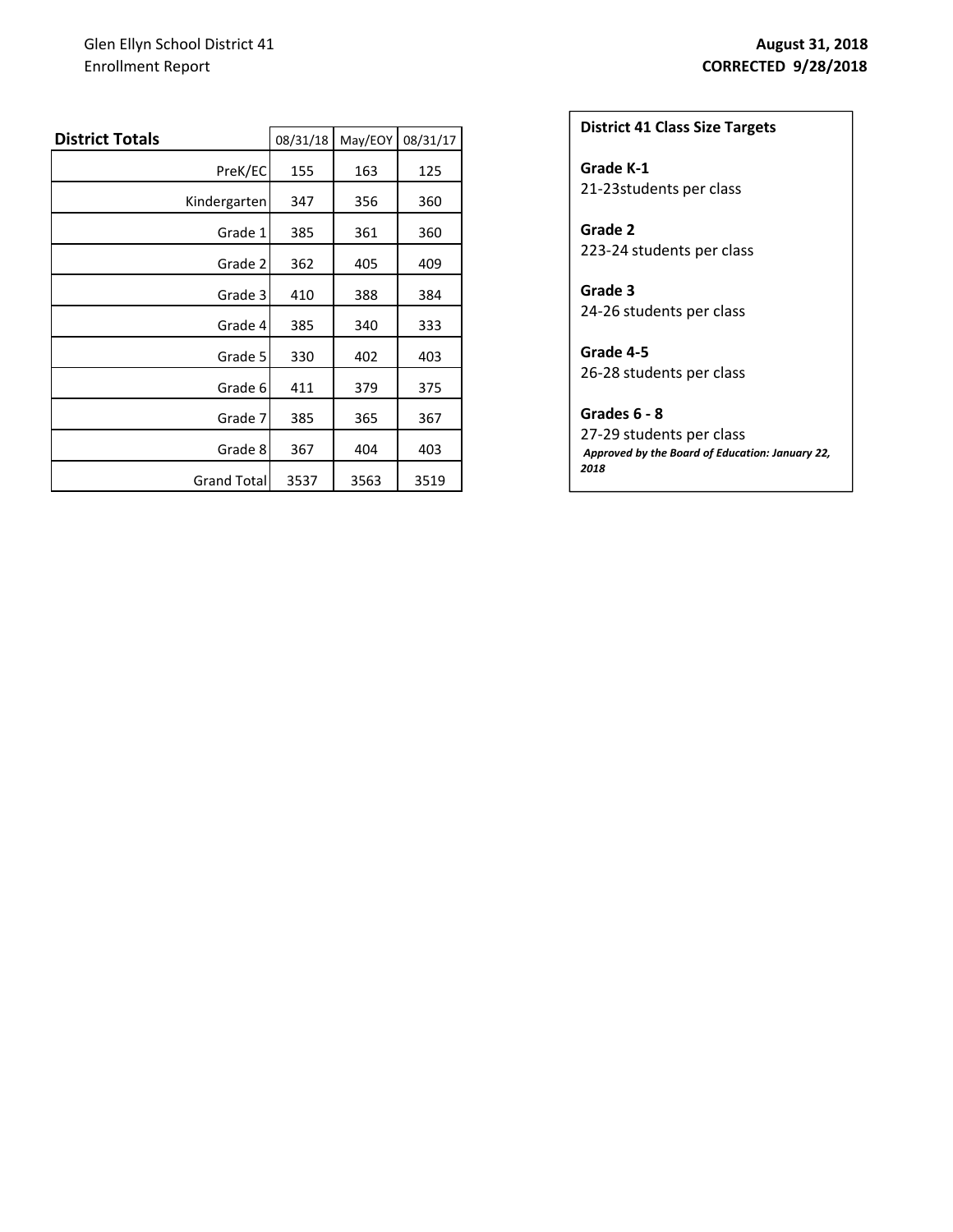Glen Ellyn School District 41
Enrollment Report

**August 31, 2018**
**CORRECTED 9/28/2018**

| **District Totals** | 08/31/18 | May/EOY | 08/31/17 |
|---|---|---|---|
| PreK/EC | 155 | 163 | 125 |
| Kindergarten | 347 | 356 | 360 |
| Grade 1 | 385 | 361 | 360 |
| Grade 2 | 362 | 405 | 409 |
| Grade 3 | 410 | 388 | 384 |
| Grade 4 | 385 | 340 | 333 |
| Grade 5 | 330 | 402 | 403 |
| Grade 6 | 411 | 379 | 375 |
| Grade 7 | 385 | 365 | 367 |
| Grade 8 | 367 | 404 | 403 |
| Grand Total | 3537 | 3563 | 3519 |

**District 41 Class Size Targets**

**Grade K-1**
21-23students per class

**Grade 2**
223-24 students per class

**Grade 3**
24-26 students per class

**Grade 4-5**
26-28 students per class

**Grades 6 - 8**
27-29 students per class
***Approved by the Board of Education: January 22, 2018***